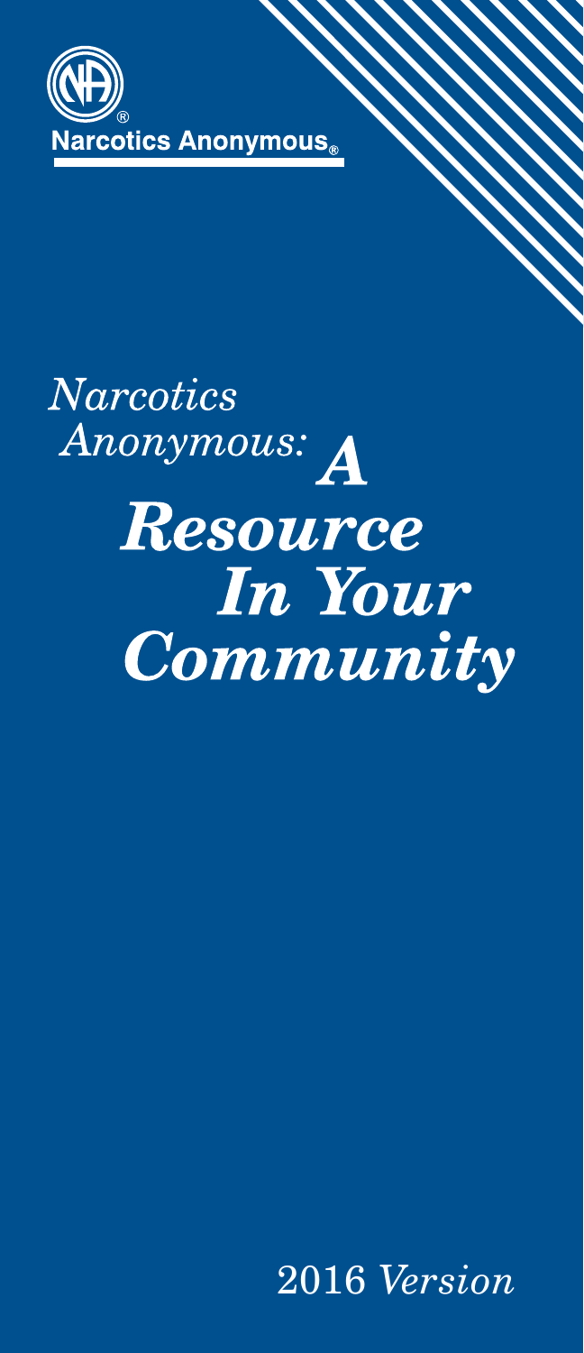Narcotics Anonymous®

# *Narcotics Anonymous: A Resource In Your Community*

2016 *Version*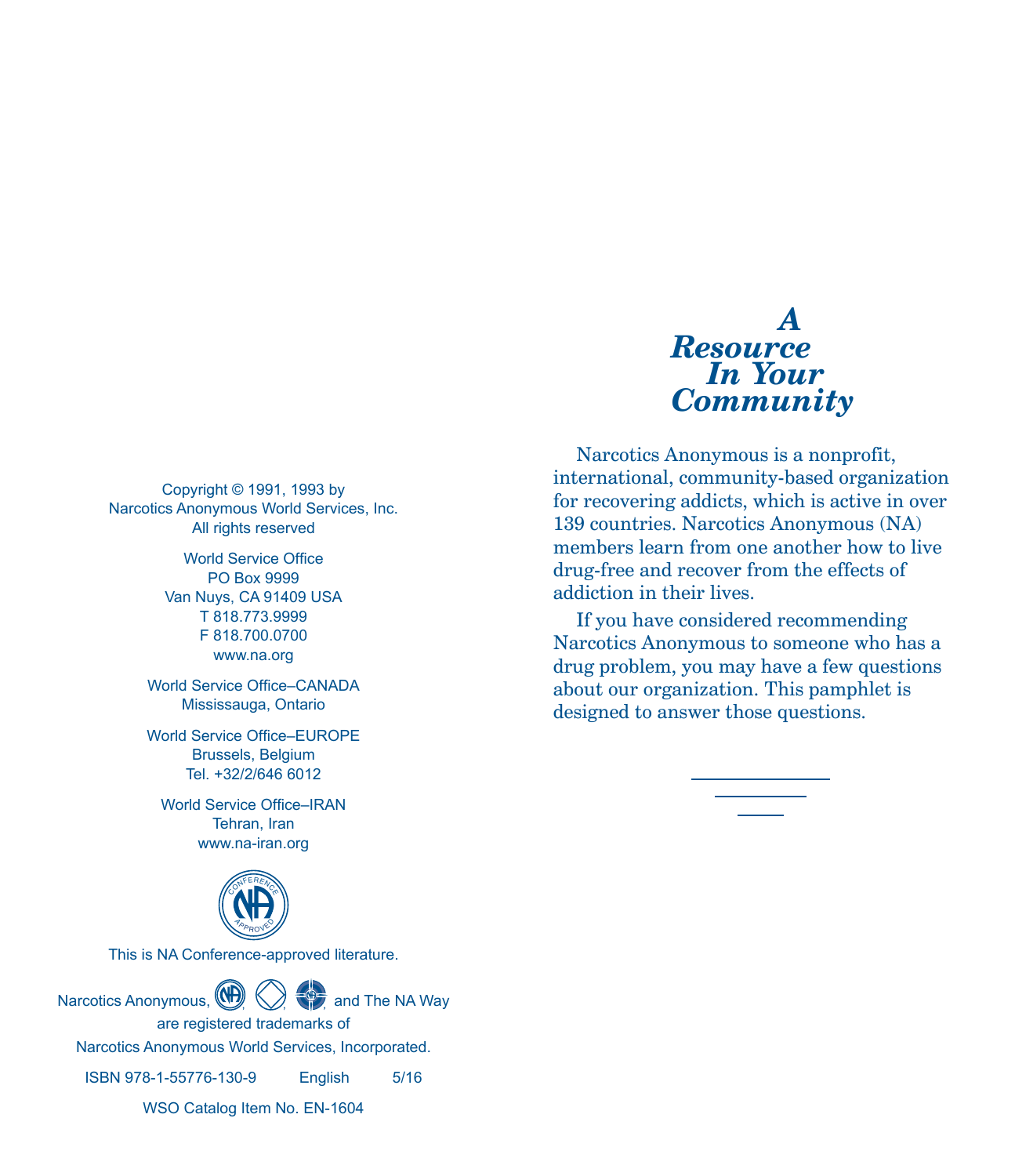Copyright © 1991, 1993 by
Narcotics Anonymous World Services, Inc.
All rights reserved

World Service Office
PO Box 9999
Van Nuys, CA 91409 USA
T 818.773.9999
F 818.700.0700
www.na.org

World Service Office–CANADA
Mississauga, Ontario

World Service Office–EUROPE
Brussels, Belgium
Tel. +32/2/646 6012

World Service Office–IRAN
Tehran, Iran
www.na-iran.org

This is NA Conference-approved literature.

Narcotics Anonymous, , , , and The NA Way are registered trademarks of Narcotics Anonymous World Services, Incorporated.

ISBN 978-1-55776-130-9 English 5/16

WSO Catalog Item No. EN-1604

# *A Resource In Your Community*

Narcotics Anonymous is a nonprofit, international, community-based organization for recovering addicts, which is active in over 139 countries. Narcotics Anonymous (NA) members learn from one another how to live drug-free and recover from the effects of addiction in their lives.

If you have considered recommending Narcotics Anonymous to someone who has a drug problem, you may have a few questions about our organization. This pamphlet is designed to answer those questions.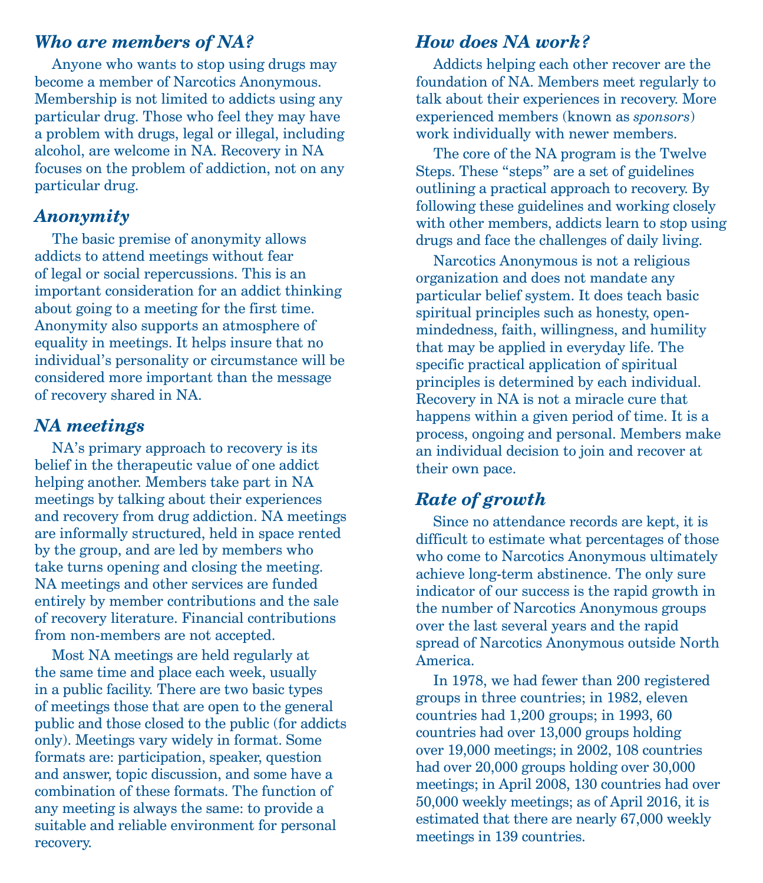## *Who are members of NA?*

Anyone who wants to stop using drugs may become a member of Narcotics Anonymous. Membership is not limited to addicts using any particular drug. Those who feel they may have a problem with drugs, legal or illegal, including alcohol, are welcome in NA. Recovery in NA focuses on the problem of addiction, not on any particular drug.

## *Anonymity*

The basic premise of anonymity allows addicts to attend meetings without fear of legal or social repercussions. This is an important consideration for an addict thinking about going to a meeting for the first time. Anonymity also supports an atmosphere of equality in meetings. It helps insure that no individual's personality or circumstance will be considered more important than the message of recovery shared in NA.

## *NA meetings*

NA's primary approach to recovery is its belief in the therapeutic value of one addict helping another. Members take part in NA meetings by talking about their experiences and recovery from drug addiction. NA meetings are informally structured, held in space rented by the group, and are led by members who take turns opening and closing the meeting. NA meetings and other services are funded entirely by member contributions and the sale of recovery literature. Financial contributions from non-members are not accepted.

Most NA meetings are held regularly at the same time and place each week, usually in a public facility. There are two basic types of meetings those that are open to the general public and those closed to the public (for addicts only). Meetings vary widely in format. Some formats are: participation, speaker, question and answer, topic discussion, and some have a combination of these formats. The function of any meeting is always the same: to provide a suitable and reliable environment for personal recovery.

## *How does NA work?*

Addicts helping each other recover are the foundation of NA. Members meet regularly to talk about their experiences in recovery. More experienced members (known as *sponsors*) work individually with newer members.

The core of the NA program is the Twelve Steps. These "steps" are a set of guidelines outlining a practical approach to recovery. By following these guidelines and working closely with other members, addicts learn to stop using drugs and face the challenges of daily living.

Narcotics Anonymous is not a religious organization and does not mandate any particular belief system. It does teach basic spiritual principles such as honesty, open-mindedness, faith, willingness, and humility that may be applied in everyday life. The specific practical application of spiritual principles is determined by each individual. Recovery in NA is not a miracle cure that happens within a given period of time. It is a process, ongoing and personal. Members make an individual decision to join and recover at their own pace.

## *Rate of growth*

Since no attendance records are kept, it is difficult to estimate what percentages of those who come to Narcotics Anonymous ultimately achieve long-term abstinence. The only sure indicator of our success is the rapid growth in the number of Narcotics Anonymous groups over the last several years and the rapid spread of Narcotics Anonymous outside North America.

In 1978, we had fewer than 200 registered groups in three countries; in 1982, eleven countries had 1,200 groups; in 1993, 60 countries had over 13,000 groups holding over 19,000 meetings; in 2002, 108 countries had over 20,000 groups holding over 30,000 meetings; in April 2008, 130 countries had over 50,000 weekly meetings; as of April 2016, it is estimated that there are nearly 67,000 weekly meetings in 139 countries.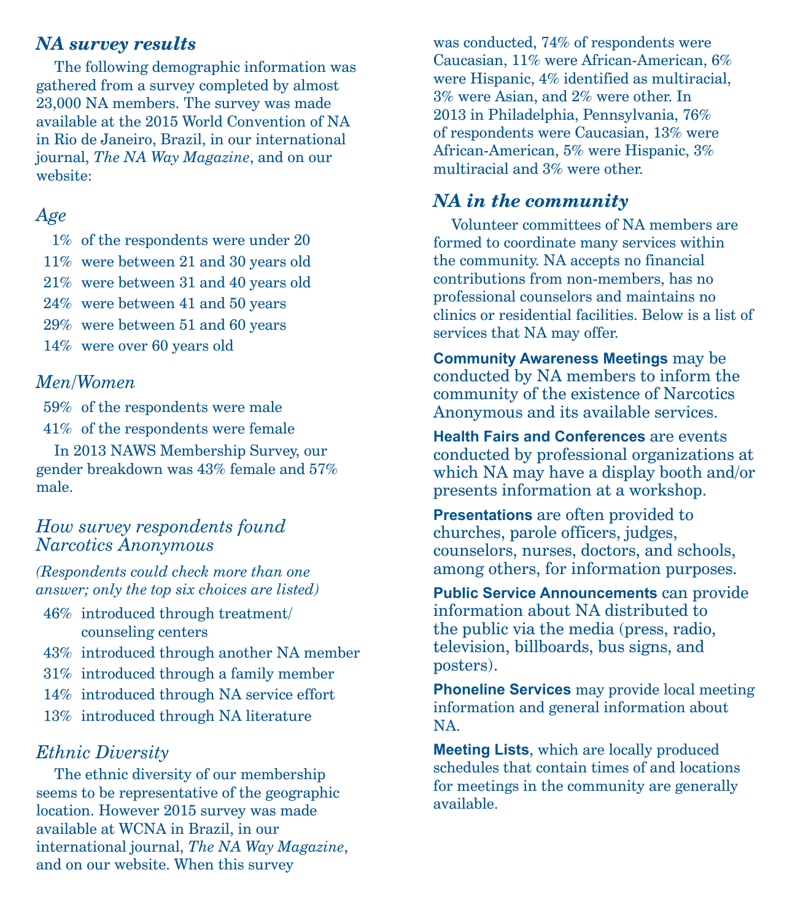## NA survey results

The following demographic information was gathered from a survey completed by almost 23,000 NA members. The survey was made available at the 2015 World Convention of NA in Rio de Janeiro, Brazil, in our international journal, *The NA Way Magazine*, and on our website:

### Age

- 1% of the respondents were under 20
- 11% were between 21 and 30 years old
- 21% were between 31 and 40 years old
- 24% were between 41 and 50 years
- 29% were between 51 and 60 years
- 14% were over 60 years old

### Men/Women

- 59% of the respondents were male
- 41% of the respondents were female

In 2013 NAWS Membership Survey, our gender breakdown was 43% female and 57% male.

### How survey respondents found Narcotics Anonymous

*(Respondents could check more than one answer; only the top six choices are listed)*

- 46% introduced through treatment/counseling centers
- 43% introduced through another NA member
- 31% introduced through a family member
- 14% introduced through NA service effort
- 13% introduced through NA literature

### Ethnic Diversity

The ethnic diversity of our membership seems to be representative of the geographic location. However 2015 survey was made available at WCNA in Brazil, in our international journal, *The NA Way Magazine*, and on our website. When this survey was conducted, 74% of respondents were Caucasian, 11% were African-American, 6% were Hispanic, 4% identified as multiracial, 3% were Asian, and 2% were other. In 2013 in Philadelphia, Pennsylvania, 76% of respondents were Caucasian, 13% were African-American, 5% were Hispanic, 3% multiracial and 3% were other.

## NA in the community

Volunteer committees of NA members are formed to coordinate many services within the community. NA accepts no financial contributions from non-members, has no professional counselors and maintains no clinics or residential facilities. Below is a list of services that NA may offer.

**Community Awareness Meetings** may be conducted by NA members to inform the community of the existence of Narcotics Anonymous and its available services.

**Health Fairs and Conferences** are events conducted by professional organizations at which NA may have a display booth and/or presents information at a workshop.

**Presentations** are often provided to churches, parole officers, judges, counselors, nurses, doctors, and schools, among others, for information purposes.

**Public Service Announcements** can provide information about NA distributed to the public via the media (press, radio, television, billboards, bus signs, and posters).

**Phoneline Services** may provide local meeting information and general information about NA.

**Meeting Lists**, which are locally produced schedules that contain times of and locations for meetings in the community are generally available.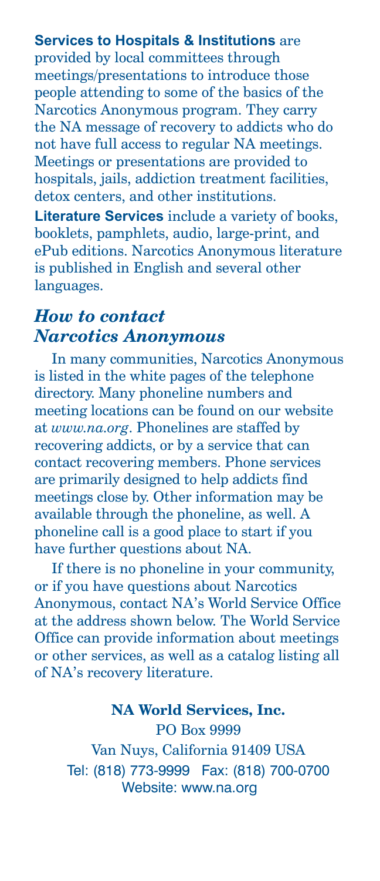**Services to Hospitals & Institutions** are provided by local committees through meetings/presentations to introduce those people attending to some of the basics of the Narcotics Anonymous program. They carry the NA message of recovery to addicts who do not have full access to regular NA meetings. Meetings or presentations are provided to hospitals, jails, addiction treatment facilities, detox centers, and other institutions.

**Literature Services** include a variety of books, booklets, pamphlets, audio, large-print, and ePub editions. Narcotics Anonymous literature is published in English and several other languages.

## *How to contact Narcotics Anonymous*

In many communities, Narcotics Anonymous is listed in the white pages of the telephone directory. Many phoneline numbers and meeting locations can be found on our website at *www.na.org*. Phonelines are staffed by recovering addicts, or by a service that can contact recovering members. Phone services are primarily designed to help addicts find meetings close by. Other information may be available through the phoneline, as well. A phoneline call is a good place to start if you have further questions about NA.

If there is no phoneline in your community, or if you have questions about Narcotics Anonymous, contact NA's World Service Office at the address shown below. The World Service Office can provide information about meetings or other services, as well as a catalog listing all of NA's recovery literature.

**NA World Services, Inc.**
PO Box 9999
Van Nuys, California 91409 USA
Tel: (818) 773-9999 Fax: (818) 700-0700
Website: www.na.org